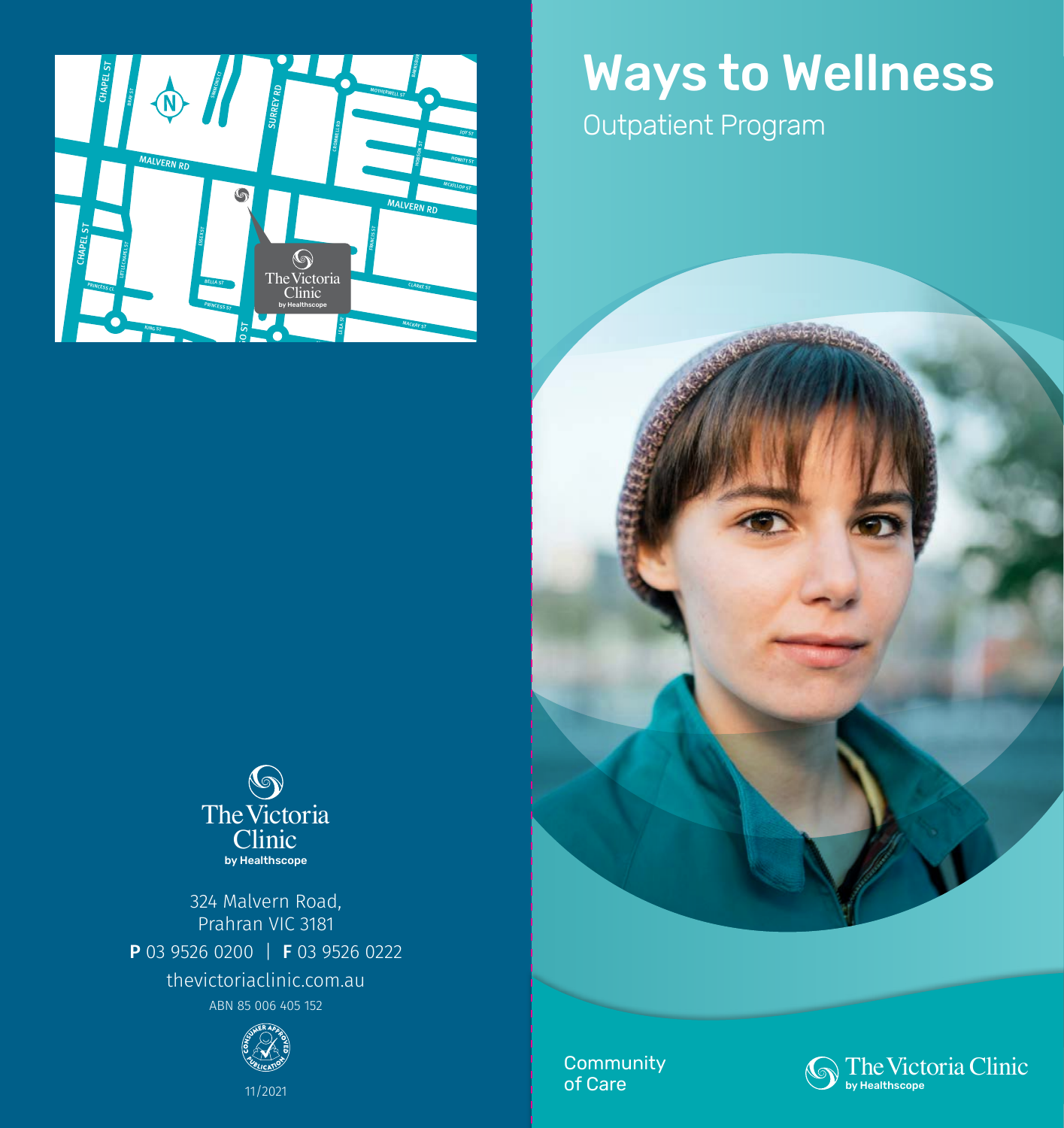# Ways to Wellness

## Outpatient Program

Community of Care

The Victoria Clinic
by Healthscope

324 Malvern Road,
Prahran VIC 3181

**P** 03 9526 0200 | **F** 03 9526 0222

thevictoriaclinic.com.au

ABN 85 006 405 152

11/2021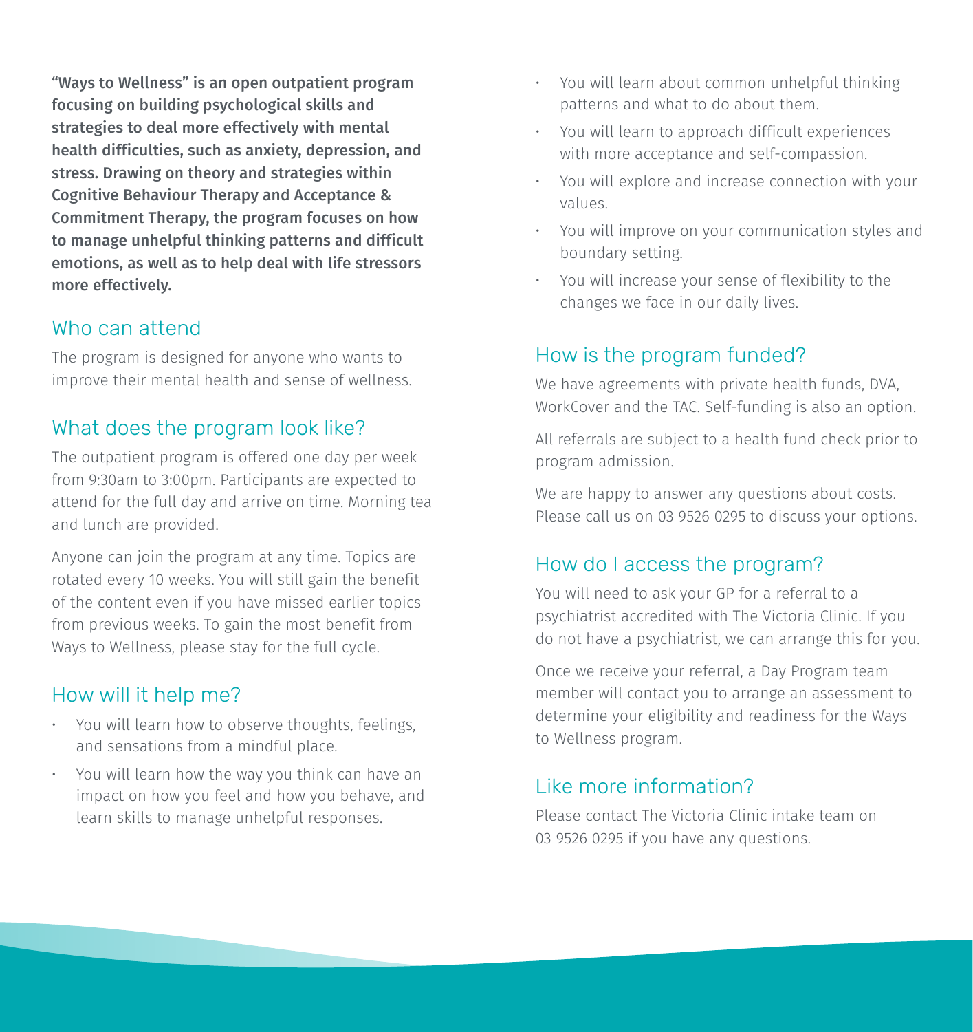**"Ways to Wellness" is an open outpatient program focusing on building psychological skills and strategies to deal more effectively with mental health difficulties, such as anxiety, depression, and stress. Drawing on theory and strategies within Cognitive Behaviour Therapy and Acceptance & Commitment Therapy, the program focuses on how to manage unhelpful thinking patterns and difficult emotions, as well as to help deal with life stressors more effectively.**

## Who can attend

The program is designed for anyone who wants to improve their mental health and sense of wellness.

## What does the program look like?

The outpatient program is offered one day per week from 9:30am to 3:00pm. Participants are expected to attend for the full day and arrive on time. Morning tea and lunch are provided.

Anyone can join the program at any time. Topics are rotated every 10 weeks. You will still gain the benefit of the content even if you have missed earlier topics from previous weeks. To gain the most benefit from Ways to Wellness, please stay for the full cycle.

## How will it help me?

- You will learn how to observe thoughts, feelings, and sensations from a mindful place.
- You will learn how the way you think can have an impact on how you feel and how you behave, and learn skills to manage unhelpful responses.
- You will learn about common unhelpful thinking patterns and what to do about them.
- You will learn to approach difficult experiences with more acceptance and self-compassion.
- You will explore and increase connection with your values.
- You will improve on your communication styles and boundary setting.
- You will increase your sense of flexibility to the changes we face in our daily lives.

## How is the program funded?

We have agreements with private health funds, DVA, WorkCover and the TAC. Self-funding is also an option.

All referrals are subject to a health fund check prior to program admission.

We are happy to answer any questions about costs. Please call us on 03 9526 0295 to discuss your options.

## How do I access the program?

You will need to ask your GP for a referral to a psychiatrist accredited with The Victoria Clinic. If you do not have a psychiatrist, we can arrange this for you.

Once we receive your referral, a Day Program team member will contact you to arrange an assessment to determine your eligibility and readiness for the Ways to Wellness program.

## Like more information?

Please contact The Victoria Clinic intake team on 03 9526 0295 if you have any questions.